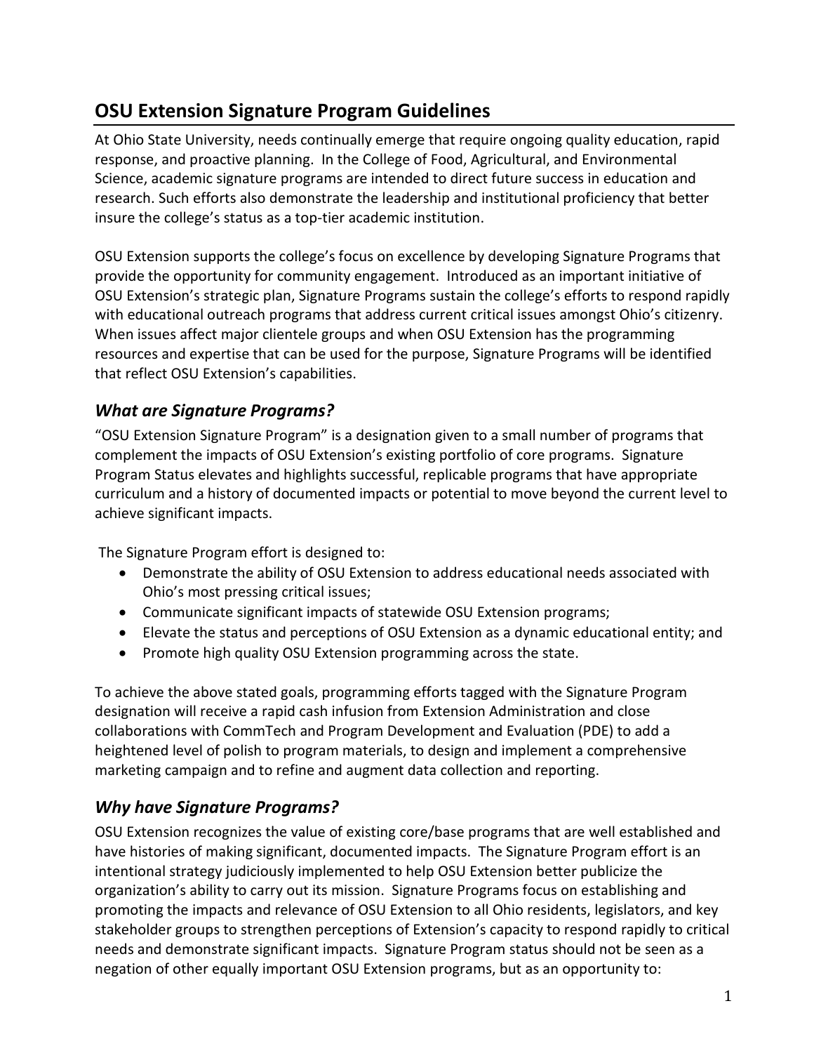# OSU Extension Signature Program Guidelines

At Ohio State University, needs continually emerge that require ongoing quality education, rapid response, and proactive planning. In the College of Food, Agricultural, and Environmental Science, academic signature programs are intended to direct future success in education and research. Such efforts also demonstrate the leadership and institutional proficiency that better insure the college's status as a top-tier academic institution.

OSU Extension supports the college's focus on excellence by developing Signature Programs that provide the opportunity for community engagement. Introduced as an important initiative of OSU Extension's strategic plan, Signature Programs sustain the college's efforts to respond rapidly with educational outreach programs that address current critical issues amongst Ohio's citizenry. When issues affect major clientele groups and when OSU Extension has the programming resources and expertise that can be used for the purpose, Signature Programs will be identified that reflect OSU Extension's capabilities.

## *What are Signature Programs?*

"OSU Extension Signature Program" is a designation given to a small number of programs that complement the impacts of OSU Extension's existing portfolio of core programs. Signature Program Status elevates and highlights successful, replicable programs that have appropriate curriculum and a history of documented impacts or potential to move beyond the current level to achieve significant impacts.

The Signature Program effort is designed to:

- Demonstrate the ability of OSU Extension to address educational needs associated with Ohio's most pressing critical issues;
- Communicate significant impacts of statewide OSU Extension programs;
- Elevate the status and perceptions of OSU Extension as a dynamic educational entity; and
- Promote high quality OSU Extension programming across the state.

To achieve the above stated goals, programming efforts tagged with the Signature Program designation will receive a rapid cash infusion from Extension Administration and close collaborations with CommTech and Program Development and Evaluation (PDE) to add a heightened level of polish to program materials, to design and implement a comprehensive marketing campaign and to refine and augment data collection and reporting.

## *Why have Signature Programs?*

OSU Extension recognizes the value of existing core/base programs that are well established and have histories of making significant, documented impacts. The Signature Program effort is an intentional strategy judiciously implemented to help OSU Extension better publicize the organization's ability to carry out its mission. Signature Programs focus on establishing and promoting the impacts and relevance of OSU Extension to all Ohio residents, legislators, and key stakeholder groups to strengthen perceptions of Extension's capacity to respond rapidly to critical needs and demonstrate significant impacts. Signature Program status should not be seen as a negation of other equally important OSU Extension programs, but as an opportunity to: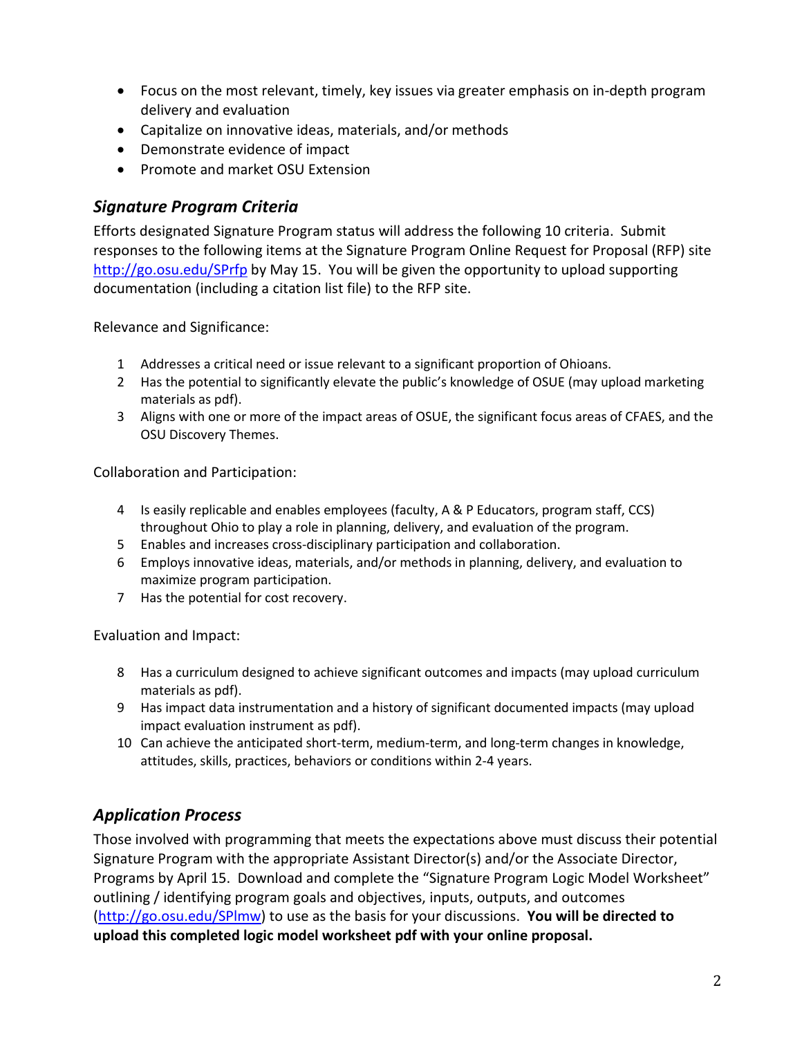- Focus on the most relevant, timely, key issues via greater emphasis on in-depth program delivery and evaluation
- Capitalize on innovative ideas, materials, and/or methods
- Demonstrate evidence of impact
- Promote and market OSU Extension

## *Signature Program Criteria*

Efforts designated Signature Program status will address the following 10 criteria. Submit responses to the following items at the Signature Program Online Request for Proposal (RFP) site [http://go.osu.edu/SPrfp](http://go.osu.edu/SPrfp) by May 15. You will be given the opportunity to upload supporting documentation (including a citation list file) to the RFP site.

Relevance and Significance:

1. Addresses a critical need or issue relevant to a significant proportion of Ohioans.
2. Has the potential to significantly elevate the public's knowledge of OSUE (may upload marketing materials as pdf).
3. Aligns with one or more of the impact areas of OSUE, the significant focus areas of CFAES, and the OSU Discovery Themes.

Collaboration and Participation:

4. Is easily replicable and enables employees (faculty, A & P Educators, program staff, CCS) throughout Ohio to play a role in planning, delivery, and evaluation of the program.
5. Enables and increases cross-disciplinary participation and collaboration.
6. Employs innovative ideas, materials, and/or methods in planning, delivery, and evaluation to maximize program participation.
7. Has the potential for cost recovery.

Evaluation and Impact:

8. Has a curriculum designed to achieve significant outcomes and impacts (may upload curriculum materials as pdf).
9. Has impact data instrumentation and a history of significant documented impacts (may upload impact evaluation instrument as pdf).
10. Can achieve the anticipated short-term, medium-term, and long-term changes in knowledge, attitudes, skills, practices, behaviors or conditions within 2-4 years.

## *Application Process*

Those involved with programming that meets the expectations above must discuss their potential Signature Program with the appropriate Assistant Director(s) and/or the Associate Director, Programs by April 15. Download and complete the "Signature Program Logic Model Worksheet" outlining / identifying program goals and objectives, inputs, outputs, and outcomes ([http://go.osu.edu/SPlmw](http://go.osu.edu/SPlmw)) to use as the basis for your discussions. **You will be directed to upload this completed logic model worksheet pdf with your online proposal.**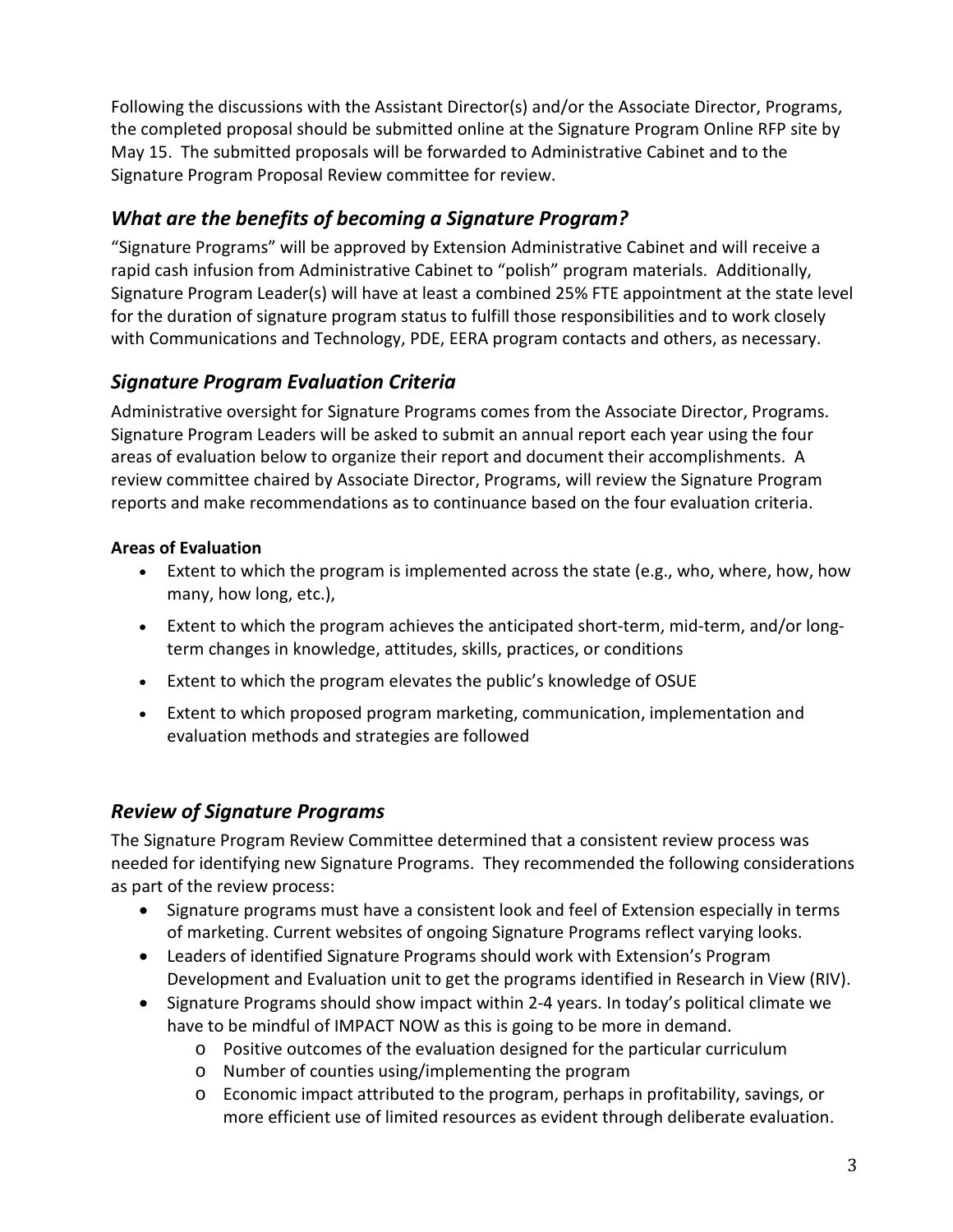Following the discussions with the Assistant Director(s) and/or the Associate Director, Programs, the completed proposal should be submitted online at the Signature Program Online RFP site by May 15. The submitted proposals will be forwarded to Administrative Cabinet and to the Signature Program Proposal Review committee for review.

## *What are the benefits of becoming a Signature Program?*

"Signature Programs" will be approved by Extension Administrative Cabinet and will receive a rapid cash infusion from Administrative Cabinet to "polish" program materials. Additionally, Signature Program Leader(s) will have at least a combined 25% FTE appointment at the state level for the duration of signature program status to fulfill those responsibilities and to work closely with Communications and Technology, PDE, EERA program contacts and others, as necessary.

## *Signature Program Evaluation Criteria*

Administrative oversight for Signature Programs comes from the Associate Director, Programs. Signature Program Leaders will be asked to submit an annual report each year using the four areas of evaluation below to organize their report and document their accomplishments. A review committee chaired by Associate Director, Programs, will review the Signature Program reports and make recommendations as to continuance based on the four evaluation criteria.

**Areas of Evaluation**

- Extent to which the program is implemented across the state (e.g., who, where, how, how many, how long, etc.),
- Extent to which the program achieves the anticipated short-term, mid-term, and/or long-term changes in knowledge, attitudes, skills, practices, or conditions
- Extent to which the program elevates the public's knowledge of OSUE
- Extent to which proposed program marketing, communication, implementation and evaluation methods and strategies are followed

## *Review of Signature Programs*

The Signature Program Review Committee determined that a consistent review process was needed for identifying new Signature Programs. They recommended the following considerations as part of the review process:

- Signature programs must have a consistent look and feel of Extension especially in terms of marketing. Current websites of ongoing Signature Programs reflect varying looks.
- Leaders of identified Signature Programs should work with Extension's Program Development and Evaluation unit to get the programs identified in Research in View (RIV).
- Signature Programs should show impact within 2-4 years. In today's political climate we have to be mindful of IMPACT NOW as this is going to be more in demand.
  - Positive outcomes of the evaluation designed for the particular curriculum
  - Number of counties using/implementing the program
  - Economic impact attributed to the program, perhaps in profitability, savings, or more efficient use of limited resources as evident through deliberate evaluation.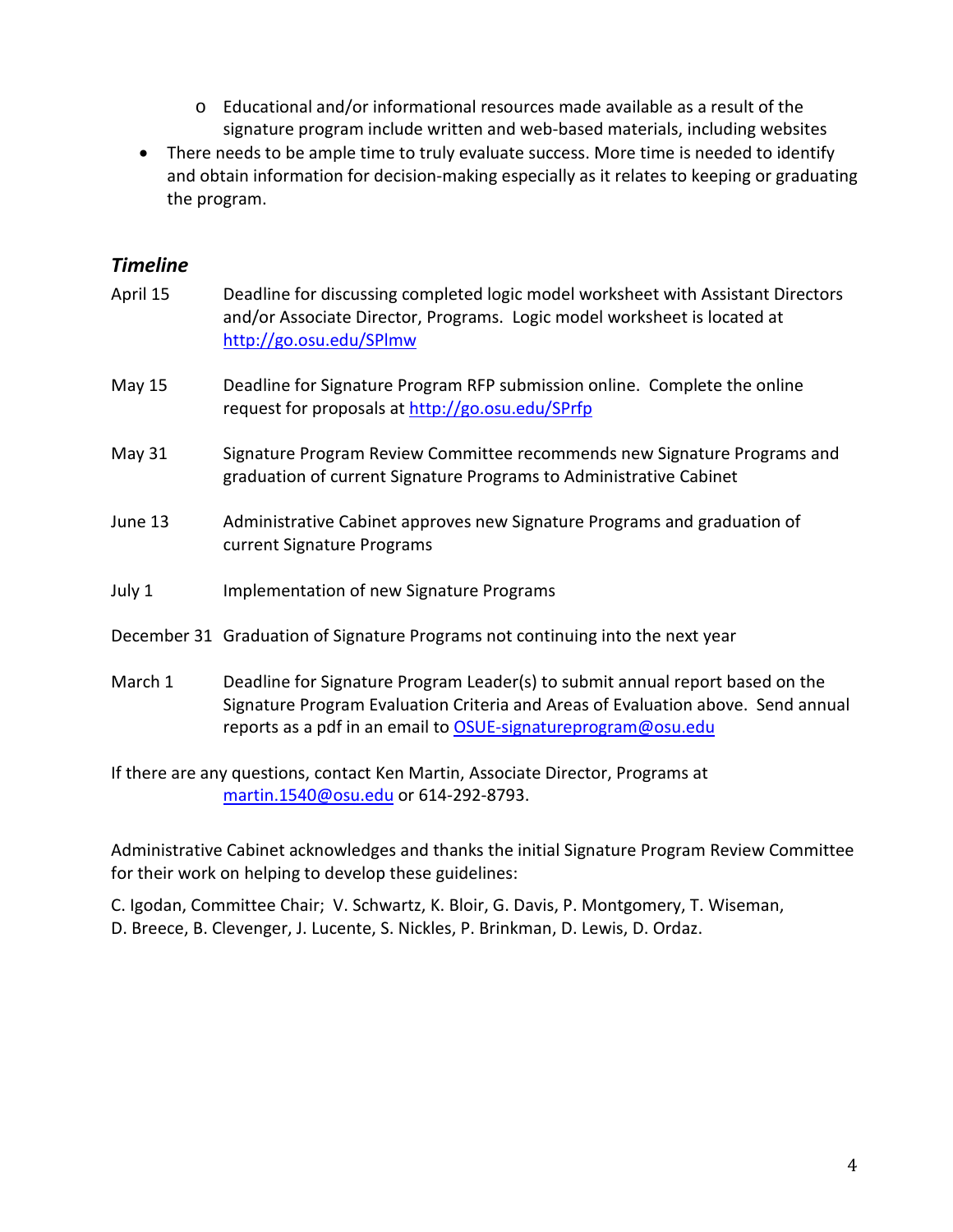- Educational and/or informational resources made available as a result of the signature program include written and web-based materials, including websites
- There needs to be ample time to truly evaluate success. More time is needed to identify and obtain information for decision-making especially as it relates to keeping or graduating the program.

### *Timeline*

| | |
|---|---|
| April 15 | Deadline for discussing completed logic model worksheet with Assistant Directors and/or Associate Director, Programs. Logic model worksheet is located at http://go.osu.edu/SPlmw |
| May 15 | Deadline for Signature Program RFP submission online. Complete the online request for proposals at http://go.osu.edu/SPrfp |
| May 31 | Signature Program Review Committee recommends new Signature Programs and graduation of current Signature Programs to Administrative Cabinet |
| June 13 | Administrative Cabinet approves new Signature Programs and graduation of current Signature Programs |
| July 1 | Implementation of new Signature Programs |
| December 31 | Graduation of Signature Programs not continuing into the next year |
| March 1 | Deadline for Signature Program Leader(s) to submit annual report based on the Signature Program Evaluation Criteria and Areas of Evaluation above. Send annual reports as a pdf in an email to OSUE-signatureprogram@osu.edu |

If there are any questions, contact Ken Martin, Associate Director, Programs at martin.1540@osu.edu or 614-292-8793.

Administrative Cabinet acknowledges and thanks the initial Signature Program Review Committee for their work on helping to develop these guidelines:

C. Igodan, Committee Chair; V. Schwartz, K. Bloir, G. Davis, P. Montgomery, T. Wiseman, D. Breece, B. Clevenger, J. Lucente, S. Nickles, P. Brinkman, D. Lewis, D. Ordaz.